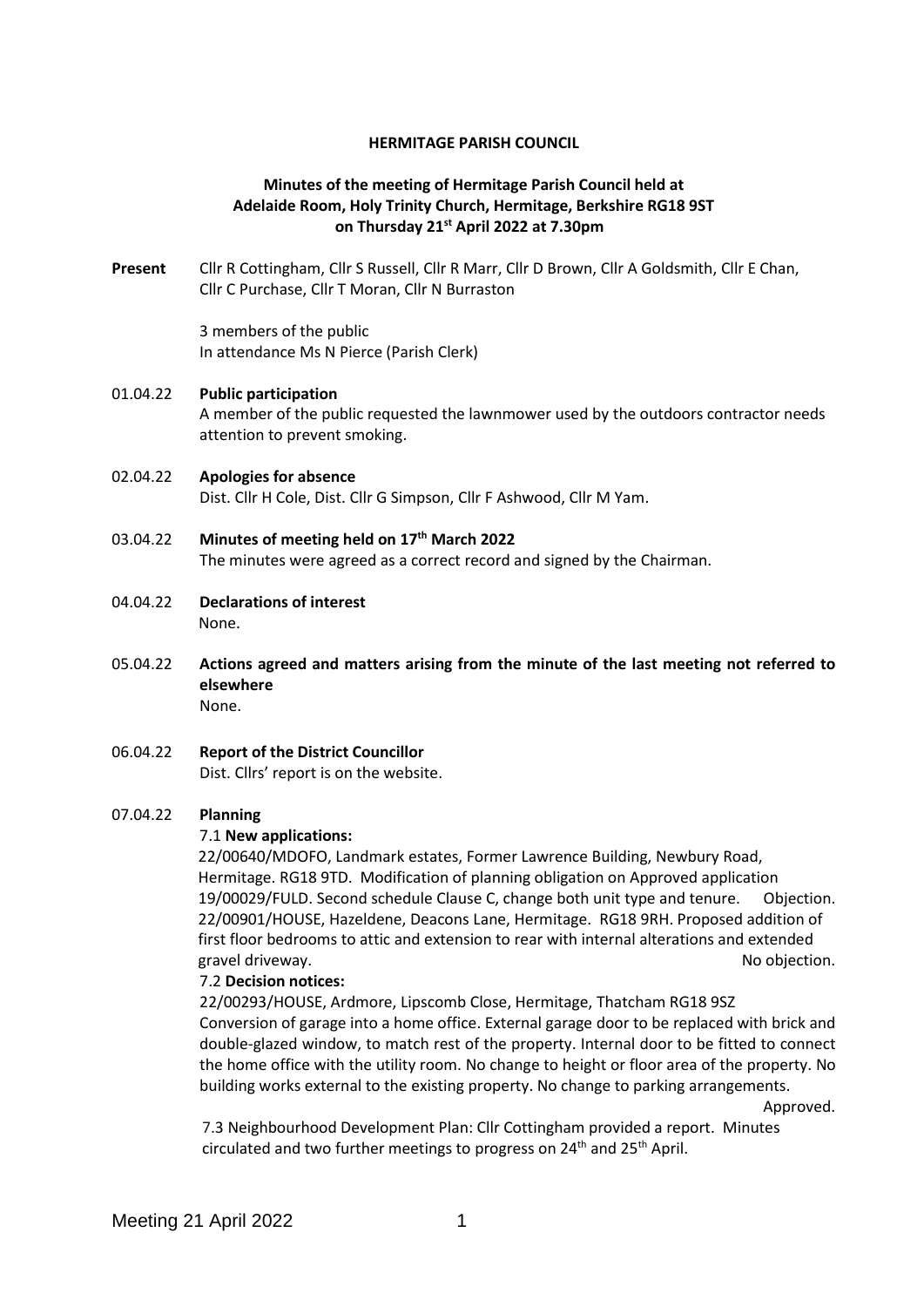**HERMITAGE PARISH COUNCIL**

**Minutes of the meeting of Hermitage Parish Council held at Adelaide Room, Holy Trinity Church, Hermitage, Berkshire RG18 9ST on Thursday 21st April 2022 at 7.30pm**

**Present** Cllr R Cottingham, Cllr S Russell, Cllr R Marr, Cllr D Brown, Cllr A Goldsmith, Cllr E Chan, Cllr C Purchase, Cllr T Moran, Cllr N Burraston

3 members of the public
In attendance Ms N Pierce (Parish Clerk)

01.04.22 **Public participation**
A member of the public requested the lawnmower used by the outdoors contractor needs attention to prevent smoking.

02.04.22 **Apologies for absence**
Dist. Cllr H Cole, Dist. Cllr G Simpson, Cllr F Ashwood, Cllr M Yam.

03.04.22 **Minutes of meeting held on 17th March 2022**
The minutes were agreed as a correct record and signed by the Chairman.

04.04.22 **Declarations of interest**
None.

05.04.22 **Actions agreed and matters arising from the minute of the last meeting not referred to elsewhere**
None.

06.04.22 **Report of the District Councillor**
Dist. Cllrs' report is on the website.

07.04.22 **Planning**

7.1 **New applications:**

22/00640/MDOFO, Landmark estates, Former Lawrence Building, Newbury Road, Hermitage. RG18 9TD. Modification of planning obligation on Approved application 19/00029/FULD. Second schedule Clause C, change both unit type and tenure. Objection.

22/00901/HOUSE, Hazeldene, Deacons Lane, Hermitage. RG18 9RH. Proposed addition of first floor bedrooms to attic and extension to rear with internal alterations and extended gravel driveway. No objection.

7.2 **Decision notices:**

22/00293/HOUSE, Ardmore, Lipscomb Close, Hermitage, Thatcham RG18 9SZ
Conversion of garage into a home office. External garage door to be replaced with brick and double-glazed window, to match rest of the property. Internal door to be fitted to connect the home office with the utility room. No change to height or floor area of the property. No building works external to the existing property. No change to parking arrangements. Approved.

7.3 Neighbourhood Development Plan: Cllr Cottingham provided a report. Minutes circulated and two further meetings to progress on 24th and 25th April.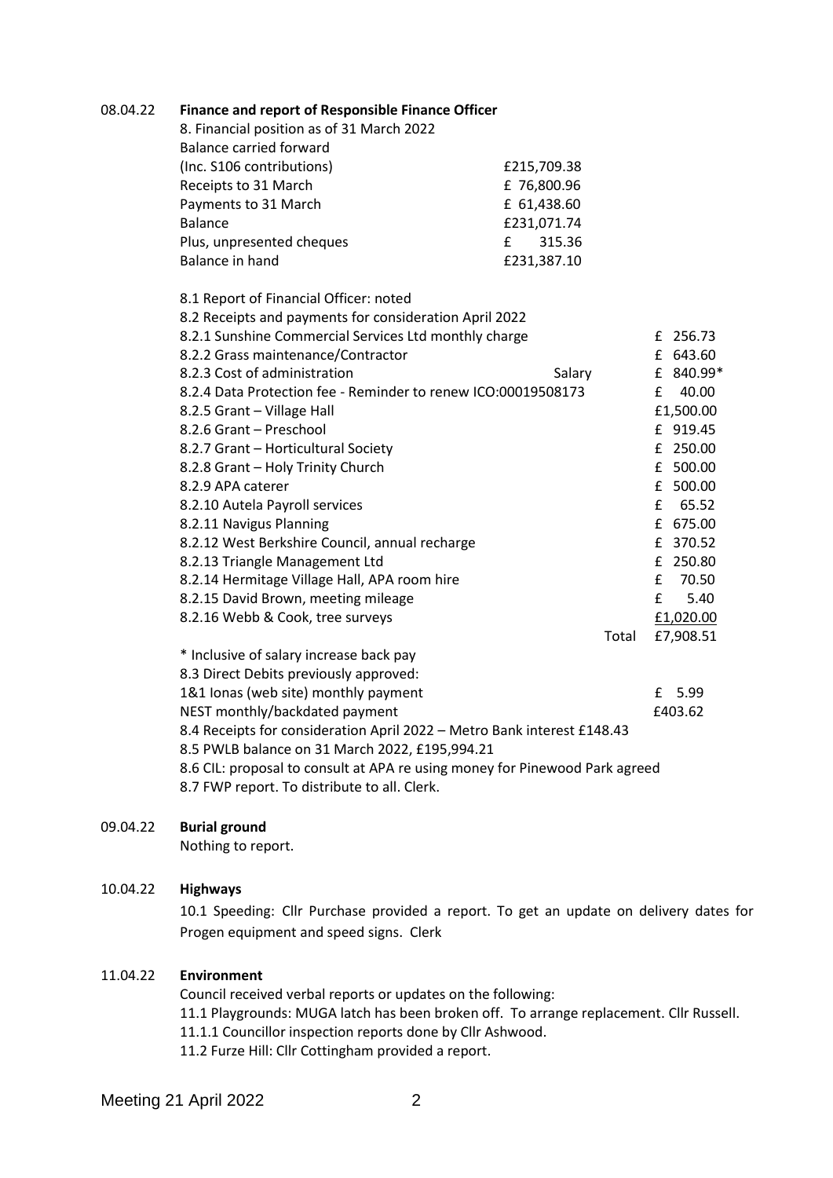08.04.22 **Finance and report of Responsible Finance Officer**

8. Financial position as of 31 March 2022

| | |
|---|---|
| Balance carried forward (Inc. S106 contributions) | £215,709.38 |
| Receipts to 31 March | £ 76,800.96 |
| Payments to 31 March | £ 61,438.60 |
| Balance | £231,071.74 |
| Plus, unpresented cheques | £ 315.36 |
| Balance in hand | £231,387.10 |

8.1 Report of Financial Officer: noted

8.2 Receipts and payments for consideration April 2022

| | | |
|---|---|---|
| 8.2.1 Sunshine Commercial Services Ltd monthly charge | | £ 256.73 |
| 8.2.2 Grass maintenance/Contractor | | £ 643.60 |
| 8.2.3 Cost of administration | Salary | £ 840.99* |
| 8.2.4 Data Protection fee - Reminder to renew ICO:00019508173 | | £ 40.00 |
| 8.2.5 Grant – Village Hall | | £1,500.00 |
| 8.2.6 Grant – Preschool | | £ 919.45 |
| 8.2.7 Grant – Horticultural Society | | £ 250.00 |
| 8.2.8 Grant – Holy Trinity Church | | £ 500.00 |
| 8.2.9 APA caterer | | £ 500.00 |
| 8.2.10 Autela Payroll services | | £ 65.52 |
| 8.2.11 Navigus Planning | | £ 675.00 |
| 8.2.12 West Berkshire Council, annual recharge | | £ 370.52 |
| 8.2.13 Triangle Management Ltd | | £ 250.80 |
| 8.2.14 Hermitage Village Hall, APA room hire | | £ 70.50 |
| 8.2.15 David Brown, meeting mileage | | £ 5.40 |
| 8.2.16 Webb & Cook, tree surveys | | £1,020.00 |
| | Total | £7,908.51 |

\* Inclusive of salary increase back pay

8.3 Direct Debits previously approved:

| | |
|---|---|
| 1&1 Ionas (web site) monthly payment | £ 5.99 |
| NEST monthly/backdated payment | £403.62 |

8.4 Receipts for consideration April 2022 – Metro Bank interest £148.43

8.5 PWLB balance on 31 March 2022, £195,994.21

8.6 CIL: proposal to consult at APA re using money for Pinewood Park agreed

8.7 FWP report. To distribute to all. Clerk.

09.04.22 **Burial ground**

Nothing to report.

10.04.22 **Highways**

10.1 Speeding: Cllr Purchase provided a report. To get an update on delivery dates for Progen equipment and speed signs. Clerk

11.04.22 **Environment**

Council received verbal reports or updates on the following:

11.1 Playgrounds: MUGA latch has been broken off. To arrange replacement. Cllr Russell.

11.1.1 Councillor inspection reports done by Cllr Ashwood.

11.2 Furze Hill: Cllr Cottingham provided a report.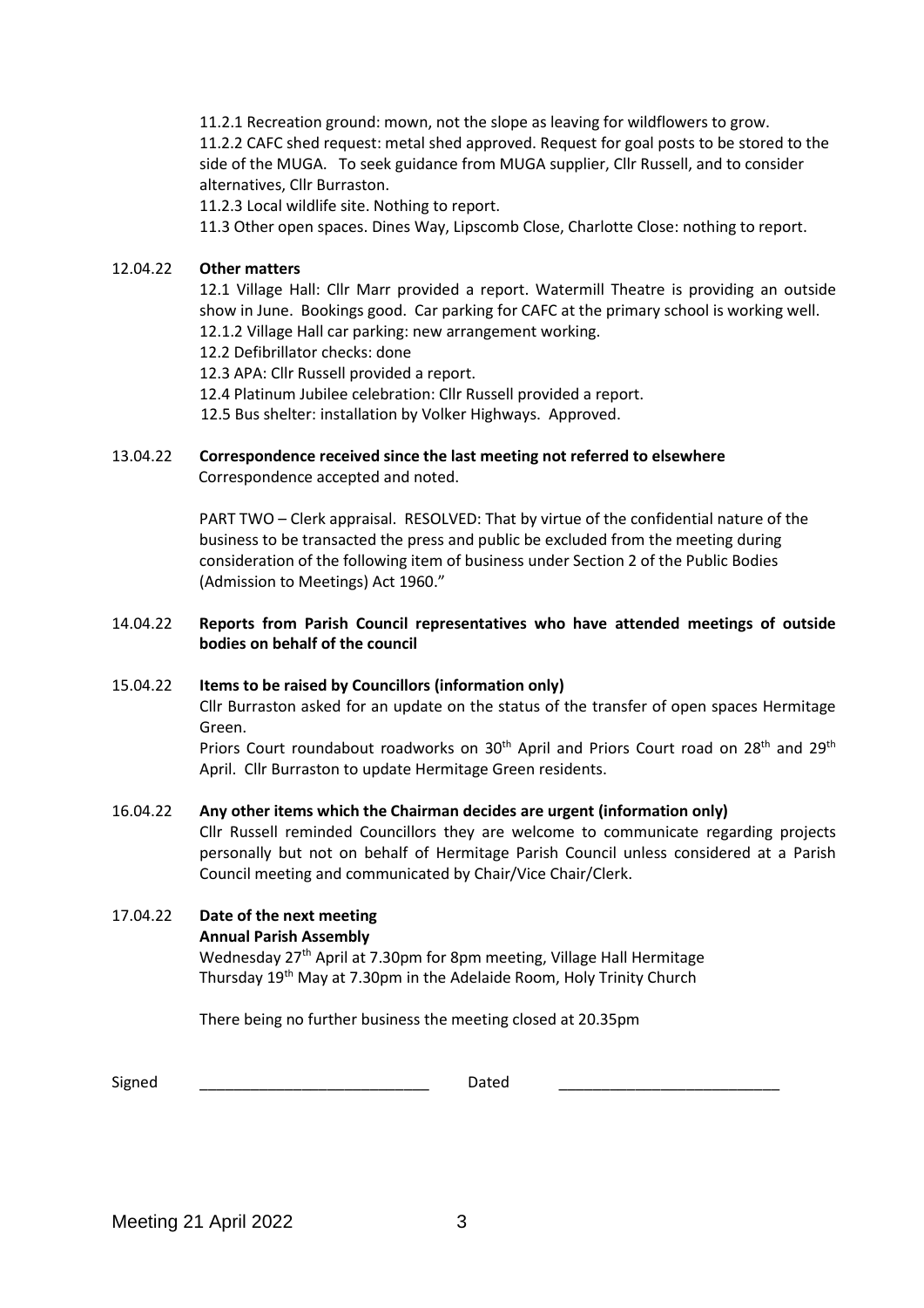11.2.1 Recreation ground: mown, not the slope as leaving for wildflowers to grow.

11.2.2 CAFC shed request: metal shed approved. Request for goal posts to be stored to the side of the MUGA. To seek guidance from MUGA supplier, Cllr Russell, and to consider alternatives, Cllr Burraston.

11.2.3 Local wildlife site. Nothing to report.

11.3 Other open spaces. Dines Way, Lipscomb Close, Charlotte Close: nothing to report.

12.04.22 **Other matters**

12.1 Village Hall: Cllr Marr provided a report. Watermill Theatre is providing an outside show in June. Bookings good. Car parking for CAFC at the primary school is working well.

12.1.2 Village Hall car parking: new arrangement working.

12.2 Defibrillator checks: done

12.3 APA: Cllr Russell provided a report.

12.4 Platinum Jubilee celebration: Cllr Russell provided a report.

12.5 Bus shelter: installation by Volker Highways. Approved.

13.04.22 **Correspondence received since the last meeting not referred to elsewhere**

Correspondence accepted and noted.

PART TWO – Clerk appraisal. RESOLVED: That by virtue of the confidential nature of the business to be transacted the press and public be excluded from the meeting during consideration of the following item of business under Section 2 of the Public Bodies (Admission to Meetings) Act 1960."

14.04.22 **Reports from Parish Council representatives who have attended meetings of outside bodies on behalf of the council**

15.04.22 **Items to be raised by Councillors (information only)**

Cllr Burraston asked for an update on the status of the transfer of open spaces Hermitage Green.

Priors Court roundabout roadworks on 30th April and Priors Court road on 28th and 29th April. Cllr Burraston to update Hermitage Green residents.

16.04.22 **Any other items which the Chairman decides are urgent (information only)**

Cllr Russell reminded Councillors they are welcome to communicate regarding projects personally but not on behalf of Hermitage Parish Council unless considered at a Parish Council meeting and communicated by Chair/Vice Chair/Clerk.

17.04.22 **Date of the next meeting**

**Annual Parish Assembly**

Wednesday 27th April at 7.30pm for 8pm meeting, Village Hall Hermitage

Thursday 19th May at 7.30pm in the Adelaide Room, Holy Trinity Church

There being no further business the meeting closed at 20.35pm

Signed \_\_\_\_\_\_\_\_\_\_\_\_\_\_\_\_\_\_\_\_\_\_\_\_\_\_\_ Dated \_\_\_\_\_\_\_\_\_\_\_\_\_\_\_\_\_\_\_\_\_\_\_\_\_\_